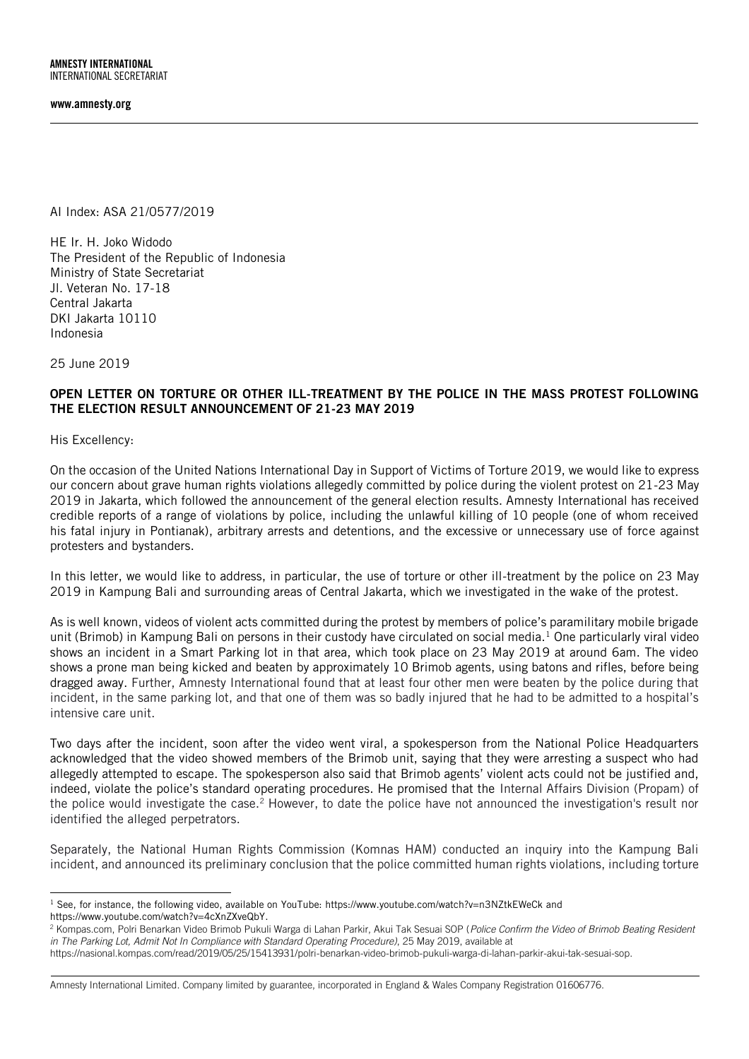**AMNESTY INTERNATIONAL**
INTERNATIONAL SECRETARIAT

**www.amnesty.org**

AI Index: ASA 21/0577/2019

HE Ir. H. Joko Widodo
The President of the Republic of Indonesia
Ministry of State Secretariat
Jl. Veteran No. 17-18
Central Jakarta
DKI Jakarta 10110
Indonesia

25 June 2019

**OPEN LETTER ON TORTURE OR OTHER ILL-TREATMENT BY THE POLICE IN THE MASS PROTEST FOLLOWING THE ELECTION RESULT ANNOUNCEMENT OF 21-23 MAY 2019**

His Excellency:

On the occasion of the United Nations International Day in Support of Victims of Torture 2019, we would like to express our concern about grave human rights violations allegedly committed by police during the violent protest on 21-23 May 2019 in Jakarta, which followed the announcement of the general election results. Amnesty International has received credible reports of a range of violations by police, including the unlawful killing of 10 people (one of whom received his fatal injury in Pontianak), arbitrary arrests and detentions, and the excessive or unnecessary use of force against protesters and bystanders.

In this letter, we would like to address, in particular, the use of torture or other ill-treatment by the police on 23 May 2019 in Kampung Bali and surrounding areas of Central Jakarta, which we investigated in the wake of the protest.

As is well known, videos of violent acts committed during the protest by members of police's paramilitary mobile brigade unit (Brimob) in Kampung Bali on persons in their custody have circulated on social media.[1] One particularly viral video shows an incident in a Smart Parking lot in that area, which took place on 23 May 2019 at around 6am. The video shows a prone man being kicked and beaten by approximately 10 Brimob agents, using batons and rifles, before being dragged away. Further, Amnesty International found that at least four other men were beaten by the police during that incident, in the same parking lot, and that one of them was so badly injured that he had to be admitted to a hospital's intensive care unit.

Two days after the incident, soon after the video went viral, a spokesperson from the National Police Headquarters acknowledged that the video showed members of the Brimob unit, saying that they were arresting a suspect who had allegedly attempted to escape. The spokesperson also said that Brimob agents' violent acts could not be justified and, indeed, violate the police's standard operating procedures. He promised that the Internal Affairs Division (Propam) of the police would investigate the case.[2] However, to date the police have not announced the investigation's result nor identified the alleged perpetrators.

Separately, the National Human Rights Commission (Komnas HAM) conducted an inquiry into the Kampung Bali incident, and announced its preliminary conclusion that the police committed human rights violations, including torture

---

[1] See, for instance, the following video, available on YouTube: https://www.youtube.com/watch?v=n3NZtkEWeCk and https://www.youtube.com/watch?v=4cXnZXveQbY.

[2] Kompas.com, Polri Benarkan Video Brimob Pukuli Warga di Lahan Parkir, Akui Tak Sesuai SOP (*Police Confirm the Video of Brimob Beating Resident in The Parking Lot, Admit Not In Compliance with Standard Operating Procedure)*, 25 May 2019, available at https://nasional.kompas.com/read/2019/05/25/15413931/polri-benarkan-video-brimob-pukuli-warga-di-lahan-parkir-akui-tak-sesuai-sop.

Amnesty International Limited. Company limited by guarantee, incorporated in England & Wales Company Registration 01606776.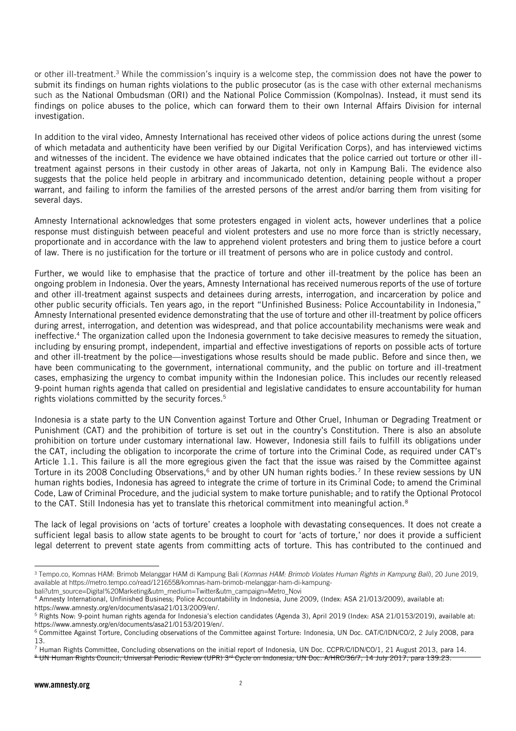or other ill-treatment.[3] While the commission's inquiry is a welcome step, the commission does not have the power to submit its findings on human rights violations to the public prosecutor (as is the case with other external mechanisms such as the National Ombudsman (ORI) and the National Police Commission (Kompolnas). Instead, it must send its findings on police abuses to the police, which can forward them to their own Internal Affairs Division for internal investigation.

In addition to the viral video, Amnesty International has received other videos of police actions during the unrest (some of which metadata and authenticity have been verified by our Digital Verification Corps), and has interviewed victims and witnesses of the incident. The evidence we have obtained indicates that the police carried out torture or other ill-treatment against persons in their custody in other areas of Jakarta, not only in Kampung Bali. The evidence also suggests that the police held people in arbitrary and incommunicado detention, detaining people without a proper warrant, and failing to inform the families of the arrested persons of the arrest and/or barring them from visiting for several days.

Amnesty International acknowledges that some protesters engaged in violent acts, however underlines that a police response must distinguish between peaceful and violent protesters and use no more force than is strictly necessary, proportionate and in accordance with the law to apprehend violent protesters and bring them to justice before a court of law. There is no justification for the torture or ill treatment of persons who are in police custody and control.

Further, we would like to emphasise that the practice of torture and other ill-treatment by the police has been an ongoing problem in Indonesia. Over the years, Amnesty International has received numerous reports of the use of torture and other ill-treatment against suspects and detainees during arrests, interrogation, and incarceration by police and other public security officials. Ten years ago, in the report "Unfinished Business: Police Accountability in Indonesia," Amnesty International presented evidence demonstrating that the use of torture and other ill-treatment by police officers during arrest, interrogation, and detention was widespread, and that police accountability mechanisms were weak and ineffective.[4] The organization called upon the Indonesia government to take decisive measures to remedy the situation, including by ensuring prompt, independent, impartial and effective investigations of reports on possible acts of torture and other ill-treatment by the police—investigations whose results should be made public. Before and since then, we have been communicating to the government, international community, and the public on torture and ill-treatment cases, emphasizing the urgency to combat impunity within the Indonesian police. This includes our recently released 9-point human rights agenda that called on presidential and legislative candidates to ensure accountability for human rights violations committed by the security forces.[5]

Indonesia is a state party to the UN Convention against Torture and Other Cruel, Inhuman or Degrading Treatment or Punishment (CAT) and the prohibition of torture is set out in the country's Constitution. There is also an absolute prohibition on torture under customary international law. However, Indonesia still fails to fulfill its obligations under the CAT, including the obligation to incorporate the crime of torture into the Criminal Code, as required under CAT's Article 1.1. This failure is all the more egregious given the fact that the issue was raised by the Committee against Torture in its 2008 Concluding Observations,[6] and by other UN human rights bodies.[7] In these review sessions by UN human rights bodies, Indonesia has agreed to integrate the crime of torture in its Criminal Code; to amend the Criminal Code, Law of Criminal Procedure, and the judicial system to make torture punishable; and to ratify the Optional Protocol to the CAT. Still Indonesia has yet to translate this rhetorical commitment into meaningful action.[8]

The lack of legal provisions on 'acts of torture' creates a loophole with devastating consequences. It does not create a sufficient legal basis to allow state agents to be brought to court for 'acts of torture,' nor does it provide a sufficient legal deterrent to prevent state agents from committing acts of torture. This has contributed to the continued and

---

[3] Tempo.co, Komnas HAM: Brimob Melanggar HAM di Kampung Bali (*Komnas HAM: Brimob Violates Human Rights in Kampung Bali*), 20 June 2019, available at https://metro.tempo.co/read/1216558/komnas-ham-brimob-melanggar-ham-di-kampung-bali?utm_source=Digital%20Marketing&utm_medium=Twitter&utm_campaign=Metro_Novi

[4] Amnesty International, Unfinished Business; Police Accountability in Indonesia, June 2009, (Index: ASA 21/013/2009), available at: https://www.amnesty.org/en/documents/asa21/013/2009/en/.

[5] Rights Now: 9-point human rights agenda for Indonesia's election candidates (Agenda 3), April 2019 (Index: ASA 21/0153/2019), available at: https://www.amnesty.org/en/documents/asa21/0153/2019/en/.

[6] Committee Against Torture, Concluding observations of the Committee against Torture: Indonesia, UN Doc. CAT/C/IDN/CO/2, 2 July 2008, para 13.

[7] Human Rights Committee, Concluding observations on the initial report of Indonesia, UN Doc. CCPR/C/IDN/CO/1, 21 August 2013, para 14.

[8] UN Human Rights Council, Universal Periodic Review (UPR) 3rd Cycle on Indonesia, UN Doc. A/HRC/36/7, 14 July 2017, para 139.23.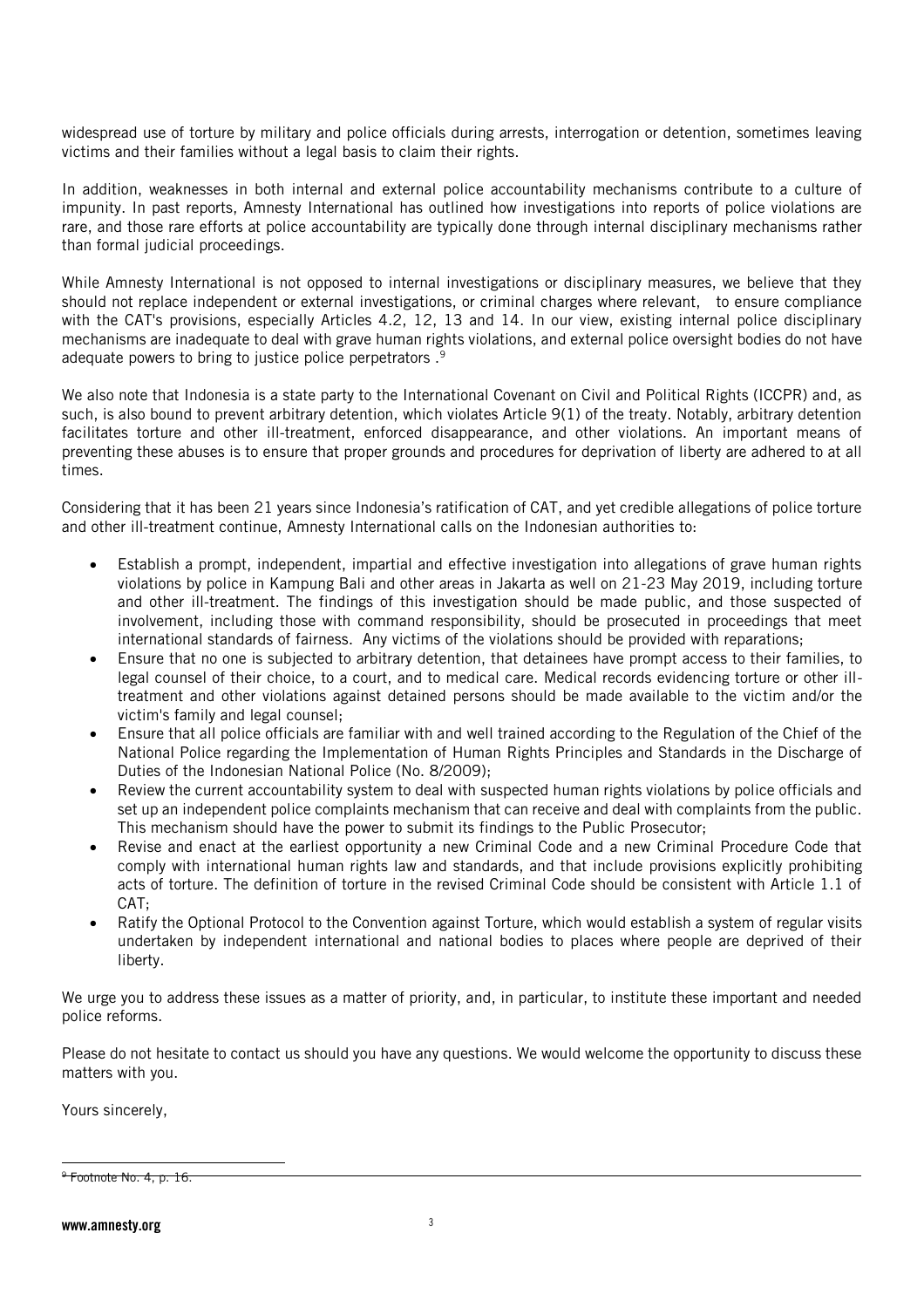widespread use of torture by military and police officials during arrests, interrogation or detention, sometimes leaving victims and their families without a legal basis to claim their rights.

In addition, weaknesses in both internal and external police accountability mechanisms contribute to a culture of impunity. In past reports, Amnesty International has outlined how investigations into reports of police violations are rare, and those rare efforts at police accountability are typically done through internal disciplinary mechanisms rather than formal judicial proceedings.

While Amnesty International is not opposed to internal investigations or disciplinary measures, we believe that they should not replace independent or external investigations, or criminal charges where relevant, to ensure compliance with the CAT's provisions, especially Articles 4.2, 12, 13 and 14. In our view, existing internal police disciplinary mechanisms are inadequate to deal with grave human rights violations, and external police oversight bodies do not have adequate powers to bring to justice police perpetrators .[9]

We also note that Indonesia is a state party to the International Covenant on Civil and Political Rights (ICCPR) and, as such, is also bound to prevent arbitrary detention, which violates Article 9(1) of the treaty. Notably, arbitrary detention facilitates torture and other ill-treatment, enforced disappearance, and other violations. An important means of preventing these abuses is to ensure that proper grounds and procedures for deprivation of liberty are adhered to at all times.

Considering that it has been 21 years since Indonesia's ratification of CAT, and yet credible allegations of police torture and other ill-treatment continue, Amnesty International calls on the Indonesian authorities to:

- Establish a prompt, independent, impartial and effective investigation into allegations of grave human rights violations by police in Kampung Bali and other areas in Jakarta as well on 21-23 May 2019, including torture and other ill-treatment. The findings of this investigation should be made public, and those suspected of involvement, including those with command responsibility, should be prosecuted in proceedings that meet international standards of fairness. Any victims of the violations should be provided with reparations;
- Ensure that no one is subjected to arbitrary detention, that detainees have prompt access to their families, to legal counsel of their choice, to a court, and to medical care. Medical records evidencing torture or other ill-treatment and other violations against detained persons should be made available to the victim and/or the victim's family and legal counsel;
- Ensure that all police officials are familiar with and well trained according to the Regulation of the Chief of the National Police regarding the Implementation of Human Rights Principles and Standards in the Discharge of Duties of the Indonesian National Police (No. 8/2009);
- Review the current accountability system to deal with suspected human rights violations by police officials and set up an independent police complaints mechanism that can receive and deal with complaints from the public. This mechanism should have the power to submit its findings to the Public Prosecutor;
- Revise and enact at the earliest opportunity a new Criminal Code and a new Criminal Procedure Code that comply with international human rights law and standards, and that include provisions explicitly prohibiting acts of torture. The definition of torture in the revised Criminal Code should be consistent with Article 1.1 of CAT;
- Ratify the Optional Protocol to the Convention against Torture, which would establish a system of regular visits undertaken by independent international and national bodies to places where people are deprived of their liberty.

We urge you to address these issues as a matter of priority, and, in particular, to institute these important and needed police reforms.

Please do not hesitate to contact us should you have any questions. We would welcome the opportunity to discuss these matters with you.

Yours sincerely,

[9] Footnote No. 4, p. 16.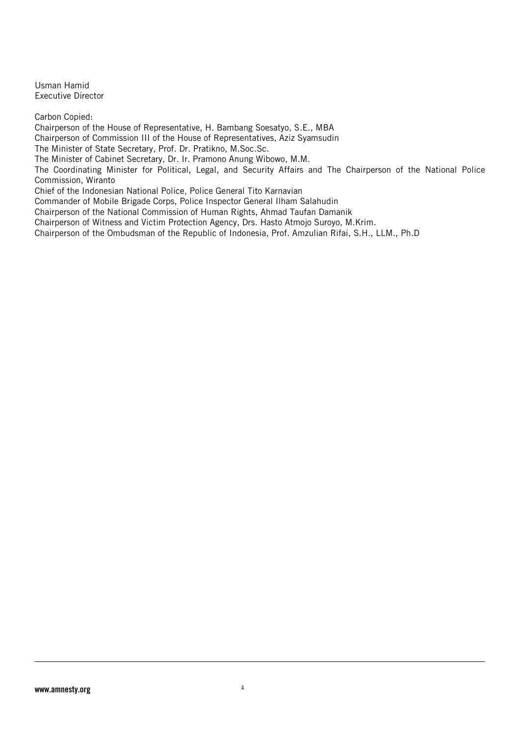Usman Hamid
Executive Director

Carbon Copied:
Chairperson of the House of Representative, H. Bambang Soesatyo, S.E., MBA
Chairperson of Commission III of the House of Representatives, Aziz Syamsudin
The Minister of State Secretary, Prof. Dr. Pratikno, M.Soc.Sc.
The Minister of Cabinet Secretary, Dr. Ir. Pramono Anung Wibowo, M.M.
The Coordinating Minister for Political, Legal, and Security Affairs and The Chairperson of the National Police Commission, Wiranto
Chief of the Indonesian National Police, Police General Tito Karnavian
Commander of Mobile Brigade Corps, Police Inspector General Ilham Salahudin
Chairperson of the National Commission of Human Rights, Ahmad Taufan Damanik
Chairperson of Witness and Victim Protection Agency, Drs. Hasto Atmojo Suroyo, M.Krim.
Chairperson of the Ombudsman of the Republic of Indonesia, Prof. Amzulian Rifai, S.H., LLM., Ph.D